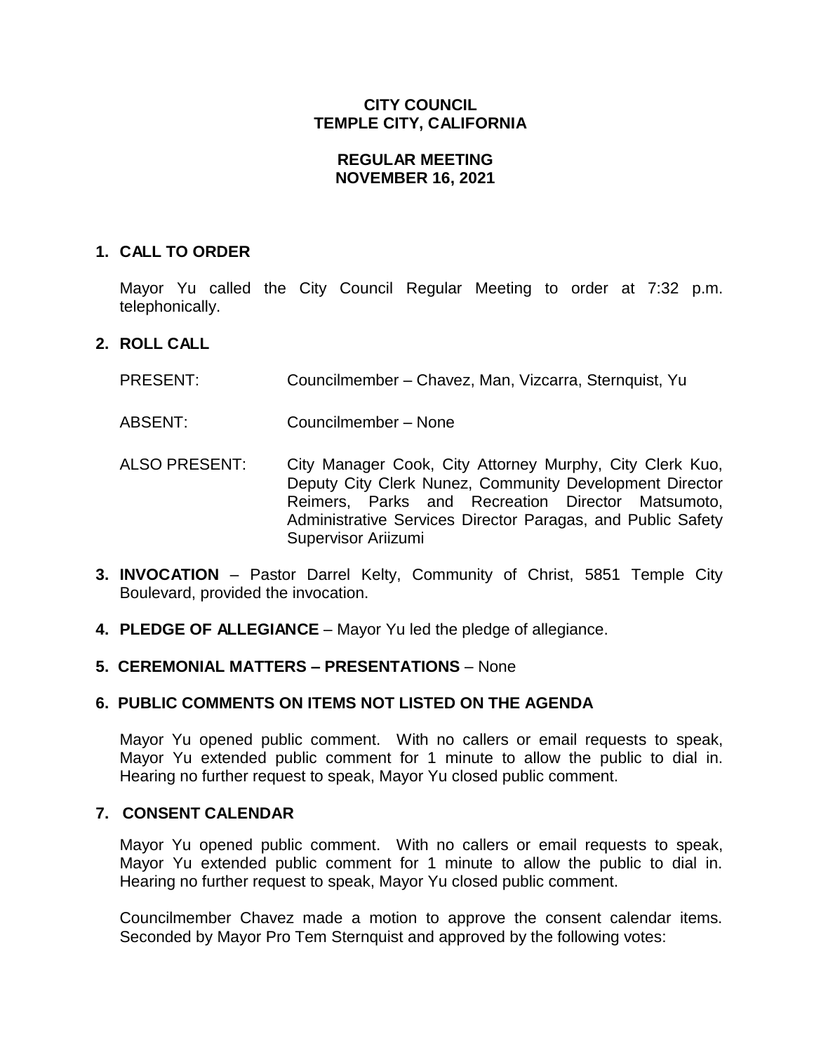# CITY COUNCIL
# TEMPLE CITY, CALIFORNIA

## REGULAR MEETING
## NOVEMBER 16, 2021

**1. CALL TO ORDER**

Mayor Yu called the City Council Regular Meeting to order at 7:32 p.m. telephonically.

**2. ROLL CALL**

PRESENT: Councilmember – Chavez, Man, Vizcarra, Sternquist, Yu

ABSENT: Councilmember – None

ALSO PRESENT: City Manager Cook, City Attorney Murphy, City Clerk Kuo, Deputy City Clerk Nunez, Community Development Director Reimers, Parks and Recreation Director Matsumoto, Administrative Services Director Paragas, and Public Safety Supervisor Ariizumi

**3. INVOCATION** – Pastor Darrel Kelty, Community of Christ, 5851 Temple City Boulevard, provided the invocation.

**4. PLEDGE OF ALLEGIANCE** – Mayor Yu led the pledge of allegiance.

**5. CEREMONIAL MATTERS – PRESENTATIONS** – None

**6. PUBLIC COMMENTS ON ITEMS NOT LISTED ON THE AGENDA**

Mayor Yu opened public comment. With no callers or email requests to speak, Mayor Yu extended public comment for 1 minute to allow the public to dial in. Hearing no further request to speak, Mayor Yu closed public comment.

**7. CONSENT CALENDAR**

Mayor Yu opened public comment. With no callers or email requests to speak, Mayor Yu extended public comment for 1 minute to allow the public to dial in. Hearing no further request to speak, Mayor Yu closed public comment.

Councilmember Chavez made a motion to approve the consent calendar items. Seconded by Mayor Pro Tem Sternquist and approved by the following votes: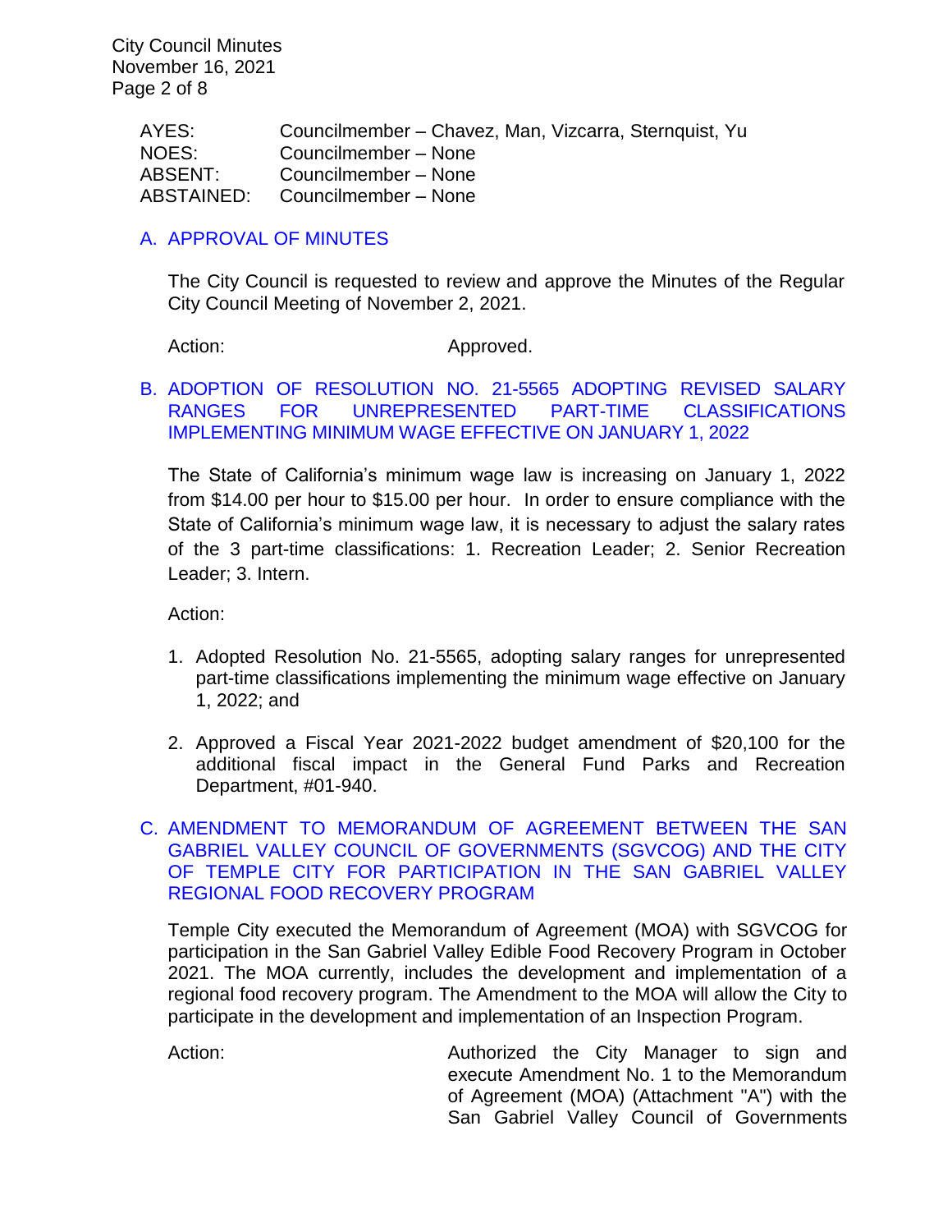| AYES: | Councilmember – Chavez, Man, Vizcarra, Sternquist, Yu |
|---|---|
| NOES: | Councilmember – None |
| ABSENT: | Councilmember – None |
| ABSTAINED: | Councilmember – None |

### A. APPROVAL OF MINUTES

The City Council is requested to review and approve the Minutes of the Regular City Council Meeting of November 2, 2021.

Action: Approved.

### B. ADOPTION OF RESOLUTION NO. 21-5565 ADOPTING REVISED SALARY RANGES FOR UNREPRESENTED PART-TIME CLASSIFICATIONS IMPLEMENTING MINIMUM WAGE EFFECTIVE ON JANUARY 1, 2022

The State of California's minimum wage law is increasing on January 1, 2022 from $14.00 per hour to $15.00 per hour. In order to ensure compliance with the State of California's minimum wage law, it is necessary to adjust the salary rates of the 3 part-time classifications: 1. Recreation Leader; 2. Senior Recreation Leader; 3. Intern.

Action:

1. Adopted Resolution No. 21-5565, adopting salary ranges for unrepresented part-time classifications implementing the minimum wage effective on January 1, 2022; and

2. Approved a Fiscal Year 2021-2022 budget amendment of $20,100 for the additional fiscal impact in the General Fund Parks and Recreation Department, #01-940.

### C. AMENDMENT TO MEMORANDUM OF AGREEMENT BETWEEN THE SAN GABRIEL VALLEY COUNCIL OF GOVERNMENTS (SGVCOG) AND THE CITY OF TEMPLE CITY FOR PARTICIPATION IN THE SAN GABRIEL VALLEY REGIONAL FOOD RECOVERY PROGRAM

Temple City executed the Memorandum of Agreement (MOA) with SGVCOG for participation in the San Gabriel Valley Edible Food Recovery Program in October 2021. The MOA currently, includes the development and implementation of a regional food recovery program. The Amendment to the MOA will allow the City to participate in the development and implementation of an Inspection Program.

Action: Authorized the City Manager to sign and execute Amendment No. 1 to the Memorandum of Agreement (MOA) (Attachment "A") with the San Gabriel Valley Council of Governments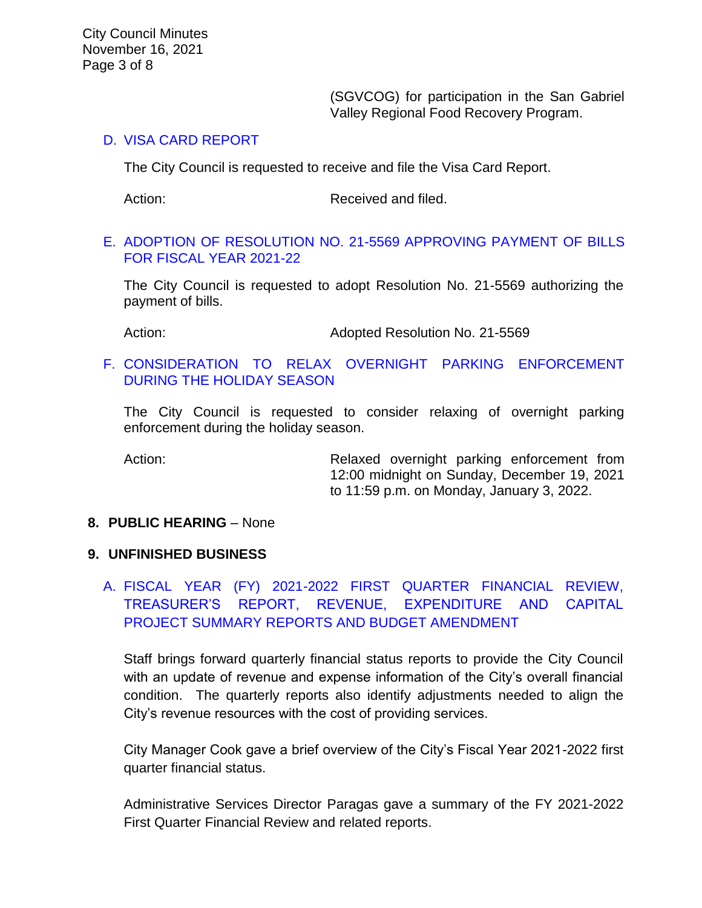(SGVCOG) for participation in the San Gabriel Valley Regional Food Recovery Program.

D. VISA CARD REPORT

The City Council is requested to receive and file the Visa Card Report.

Action: Received and filed.

E. ADOPTION OF RESOLUTION NO. 21-5569 APPROVING PAYMENT OF BILLS FOR FISCAL YEAR 2021-22

The City Council is requested to adopt Resolution No. 21-5569 authorizing the payment of bills.

Action: Adopted Resolution No. 21-5569

F. CONSIDERATION TO RELAX OVERNIGHT PARKING ENFORCEMENT DURING THE HOLIDAY SEASON

The City Council is requested to consider relaxing of overnight parking enforcement during the holiday season.

Action: Relaxed overnight parking enforcement from 12:00 midnight on Sunday, December 19, 2021 to 11:59 p.m. on Monday, January 3, 2022.

**8. PUBLIC HEARING** – None

**9. UNFINISHED BUSINESS**

A. FISCAL YEAR (FY) 2021-2022 FIRST QUARTER FINANCIAL REVIEW, TREASURER'S REPORT, REVENUE, EXPENDITURE AND CAPITAL PROJECT SUMMARY REPORTS AND BUDGET AMENDMENT

Staff brings forward quarterly financial status reports to provide the City Council with an update of revenue and expense information of the City's overall financial condition. The quarterly reports also identify adjustments needed to align the City's revenue resources with the cost of providing services.

City Manager Cook gave a brief overview of the City's Fiscal Year 2021-2022 first quarter financial status.

Administrative Services Director Paragas gave a summary of the FY 2021-2022 First Quarter Financial Review and related reports.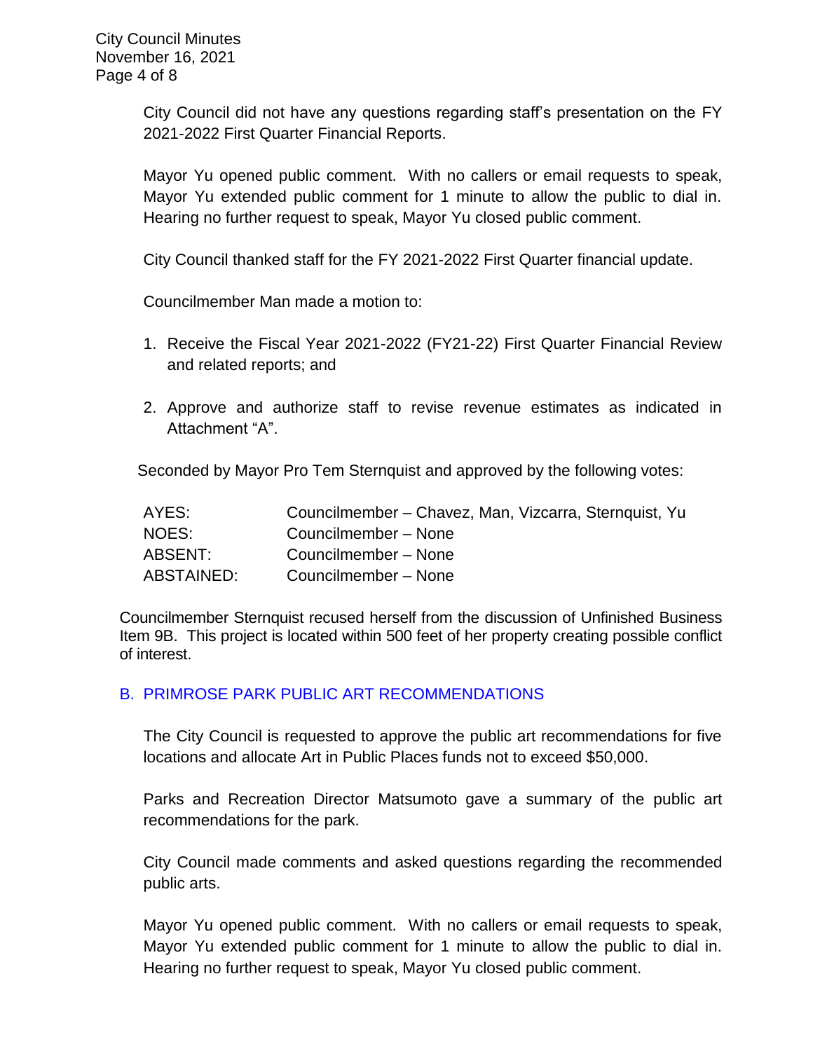City Council did not have any questions regarding staff's presentation on the FY 2021-2022 First Quarter Financial Reports.

Mayor Yu opened public comment. With no callers or email requests to speak, Mayor Yu extended public comment for 1 minute to allow the public to dial in. Hearing no further request to speak, Mayor Yu closed public comment.

City Council thanked staff for the FY 2021-2022 First Quarter financial update.

Councilmember Man made a motion to:

1. Receive the Fiscal Year 2021-2022 (FY21-22) First Quarter Financial Review and related reports; and
2. Approve and authorize staff to revise revenue estimates as indicated in Attachment "A".

Seconded by Mayor Pro Tem Sternquist and approved by the following votes:

| | |
|---|---|
| AYES: | Councilmember – Chavez, Man, Vizcarra, Sternquist, Yu |
| NOES: | Councilmember – None |
| ABSENT: | Councilmember – None |
| ABSTAINED: | Councilmember – None |

Councilmember Sternquist recused herself from the discussion of Unfinished Business Item 9B. This project is located within 500 feet of her property creating possible conflict of interest.

## B. PRIMROSE PARK PUBLIC ART RECOMMENDATIONS

The City Council is requested to approve the public art recommendations for five locations and allocate Art in Public Places funds not to exceed $50,000.

Parks and Recreation Director Matsumoto gave a summary of the public art recommendations for the park.

City Council made comments and asked questions regarding the recommended public arts.

Mayor Yu opened public comment. With no callers or email requests to speak, Mayor Yu extended public comment for 1 minute to allow the public to dial in. Hearing no further request to speak, Mayor Yu closed public comment.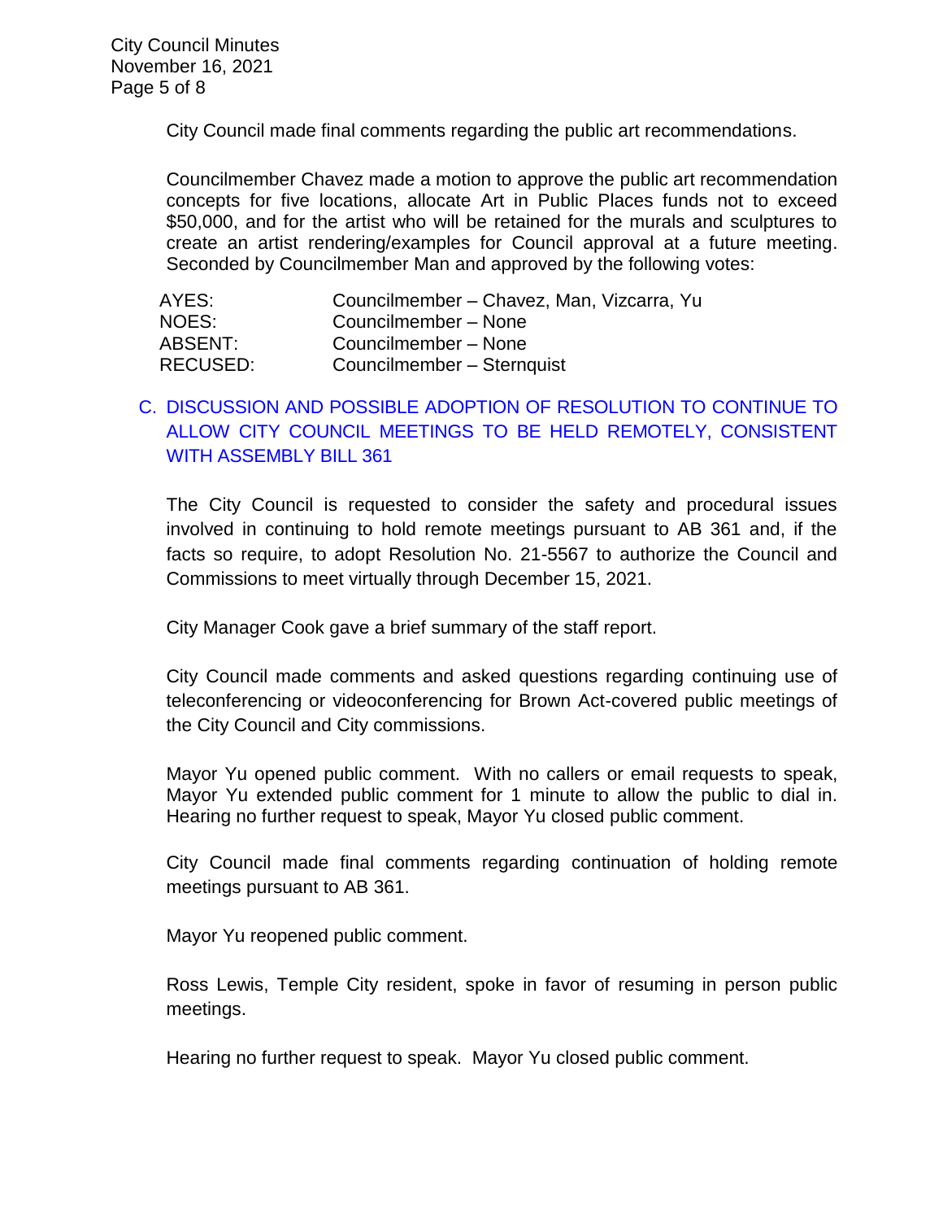City Council made final comments regarding the public art recommendations.

Councilmember Chavez made a motion to approve the public art recommendation concepts for five locations, allocate Art in Public Places funds not to exceed $50,000, and for the artist who will be retained for the murals and sculptures to create an artist rendering/examples for Council approval at a future meeting. Seconded by Councilmember Man and approved by the following votes:

| | |
|---|---|
| AYES: | Councilmember – Chavez, Man, Vizcarra, Yu |
| NOES: | Councilmember – None |
| ABSENT: | Councilmember – None |
| RECUSED: | Councilmember – Sternquist |

C. DISCUSSION AND POSSIBLE ADOPTION OF RESOLUTION TO CONTINUE TO ALLOW CITY COUNCIL MEETINGS TO BE HELD REMOTELY, CONSISTENT WITH ASSEMBLY BILL 361

The City Council is requested to consider the safety and procedural issues involved in continuing to hold remote meetings pursuant to AB 361 and, if the facts so require, to adopt Resolution No. 21-5567 to authorize the Council and Commissions to meet virtually through December 15, 2021.

City Manager Cook gave a brief summary of the staff report.

City Council made comments and asked questions regarding continuing use of teleconferencing or videoconferencing for Brown Act-covered public meetings of the City Council and City commissions.

Mayor Yu opened public comment. With no callers or email requests to speak, Mayor Yu extended public comment for 1 minute to allow the public to dial in. Hearing no further request to speak, Mayor Yu closed public comment.

City Council made final comments regarding continuation of holding remote meetings pursuant to AB 361.

Mayor Yu reopened public comment.

Ross Lewis, Temple City resident, spoke in favor of resuming in person public meetings.

Hearing no further request to speak. Mayor Yu closed public comment.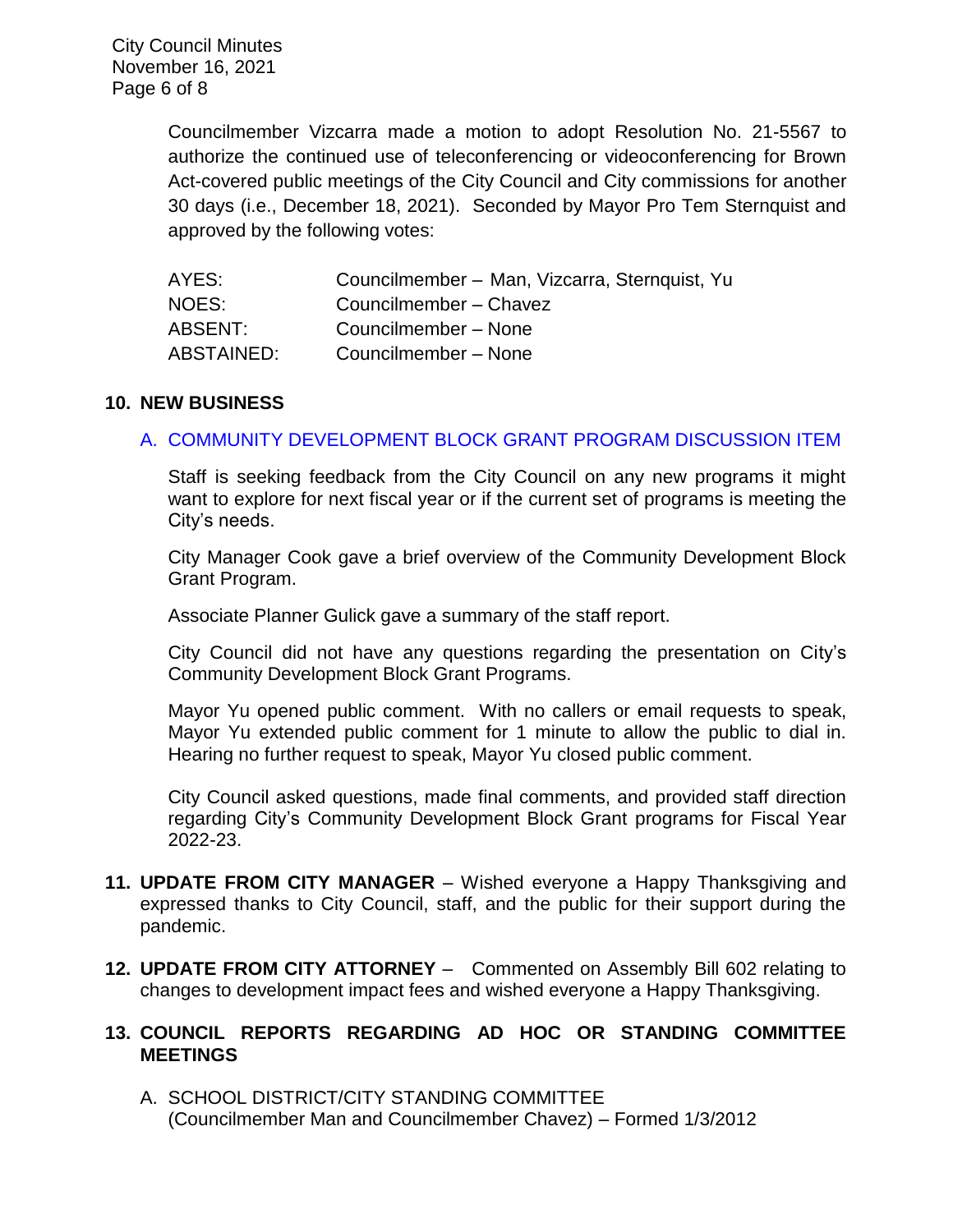Councilmember Vizcarra made a motion to adopt Resolution No. 21-5567 to authorize the continued use of teleconferencing or videoconferencing for Brown Act-covered public meetings of the City Council and City commissions for another 30 days (i.e., December 18, 2021). Seconded by Mayor Pro Tem Sternquist and approved by the following votes:

| | |
|---|---|
| AYES: | Councilmember – Man, Vizcarra, Sternquist, Yu |
| NOES: | Councilmember – Chavez |
| ABSENT: | Councilmember – None |
| ABSTAINED: | Councilmember – None |

## 10. NEW BUSINESS

### A. COMMUNITY DEVELOPMENT BLOCK GRANT PROGRAM DISCUSSION ITEM

Staff is seeking feedback from the City Council on any new programs it might want to explore for next fiscal year or if the current set of programs is meeting the City's needs.

City Manager Cook gave a brief overview of the Community Development Block Grant Program.

Associate Planner Gulick gave a summary of the staff report.

City Council did not have any questions regarding the presentation on City's Community Development Block Grant Programs.

Mayor Yu opened public comment. With no callers or email requests to speak, Mayor Yu extended public comment for 1 minute to allow the public to dial in. Hearing no further request to speak, Mayor Yu closed public comment.

City Council asked questions, made final comments, and provided staff direction regarding City's Community Development Block Grant programs for Fiscal Year 2022-23.

**11. UPDATE FROM CITY MANAGER** – Wished everyone a Happy Thanksgiving and expressed thanks to City Council, staff, and the public for their support during the pandemic.

**12. UPDATE FROM CITY ATTORNEY** – Commented on Assembly Bill 602 relating to changes to development impact fees and wished everyone a Happy Thanksgiving.

## 13. COUNCIL REPORTS REGARDING AD HOC OR STANDING COMMITTEE MEETINGS

A. SCHOOL DISTRICT/CITY STANDING COMMITTEE
(Councilmember Man and Councilmember Chavez) – Formed 1/3/2012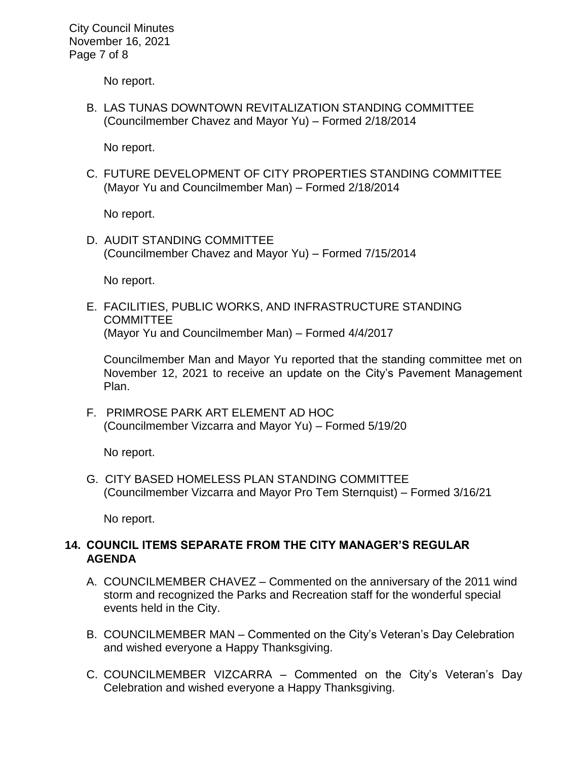No report.

B. LAS TUNAS DOWNTOWN REVITALIZATION STANDING COMMITTEE (Councilmember Chavez and Mayor Yu) – Formed 2/18/2014

   No report.

C. FUTURE DEVELOPMENT OF CITY PROPERTIES STANDING COMMITTEE (Mayor Yu and Councilmember Man) – Formed 2/18/2014

   No report.

D. AUDIT STANDING COMMITTEE (Councilmember Chavez and Mayor Yu) – Formed 7/15/2014

   No report.

E. FACILITIES, PUBLIC WORKS, AND INFRASTRUCTURE STANDING COMMITTEE (Mayor Yu and Councilmember Man) – Formed 4/4/2017

   Councilmember Man and Mayor Yu reported that the standing committee met on November 12, 2021 to receive an update on the City's Pavement Management Plan.

F. PRIMROSE PARK ART ELEMENT AD HOC (Councilmember Vizcarra and Mayor Yu) – Formed 5/19/20

   No report.

G. CITY BASED HOMELESS PLAN STANDING COMMITTEE (Councilmember Vizcarra and Mayor Pro Tem Sternquist) – Formed 3/16/21

   No report.

## 14. COUNCIL ITEMS SEPARATE FROM THE CITY MANAGER'S REGULAR AGENDA

A. COUNCILMEMBER CHAVEZ – Commented on the anniversary of the 2011 wind storm and recognized the Parks and Recreation staff for the wonderful special events held in the City.

B. COUNCILMEMBER MAN – Commented on the City's Veteran's Day Celebration and wished everyone a Happy Thanksgiving.

C. COUNCILMEMBER VIZCARRA – Commented on the City's Veteran's Day Celebration and wished everyone a Happy Thanksgiving.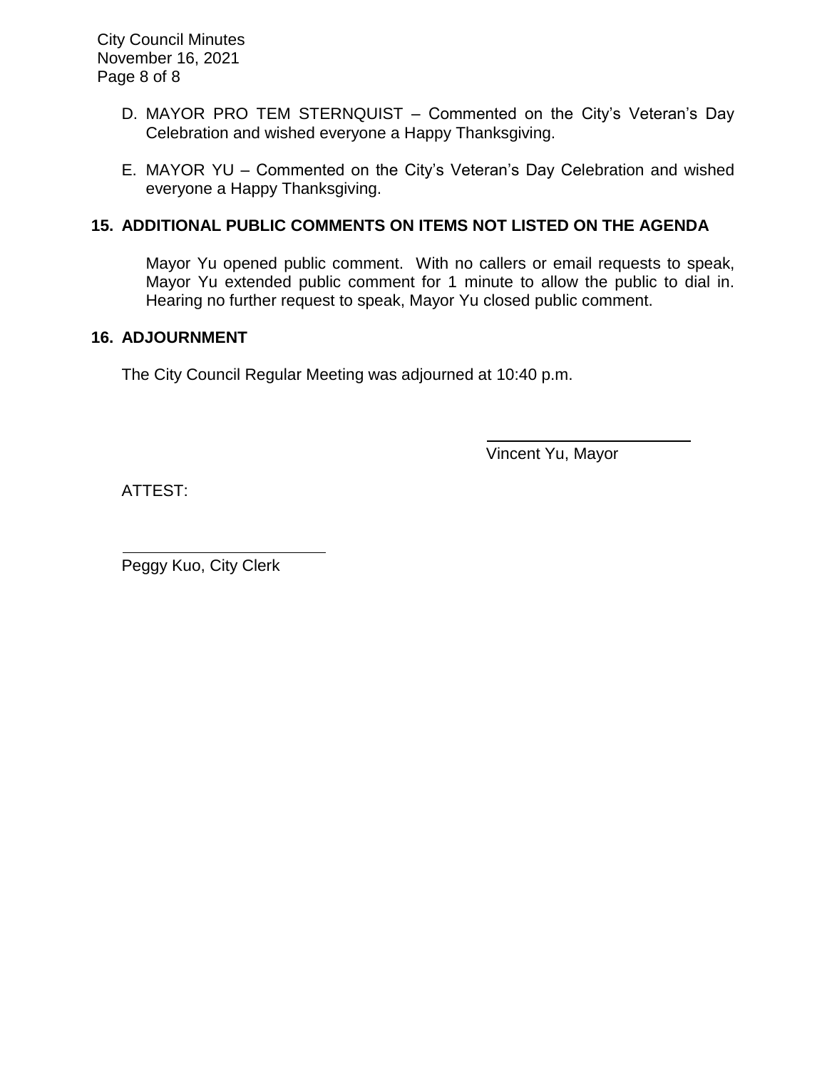D. MAYOR PRO TEM STERNQUIST – Commented on the City's Veteran's Day Celebration and wished everyone a Happy Thanksgiving.

E. MAYOR YU – Commented on the City's Veteran's Day Celebration and wished everyone a Happy Thanksgiving.

## 15. ADDITIONAL PUBLIC COMMENTS ON ITEMS NOT LISTED ON THE AGENDA

Mayor Yu opened public comment. With no callers or email requests to speak, Mayor Yu extended public comment for 1 minute to allow the public to dial in. Hearing no further request to speak, Mayor Yu closed public comment.

## 16. ADJOURNMENT

The City Council Regular Meeting was adjourned at 10:40 p.m.

\_\_\_\_\_\_\_\_\_\_\_\_\_\_\_\_\_\_\_\_\_\_\_\_

Vincent Yu, Mayor

ATTEST:

\_\_\_\_\_\_\_\_\_\_\_\_\_\_\_\_\_\_\_\_\_\_\_\_

Peggy Kuo, City Clerk